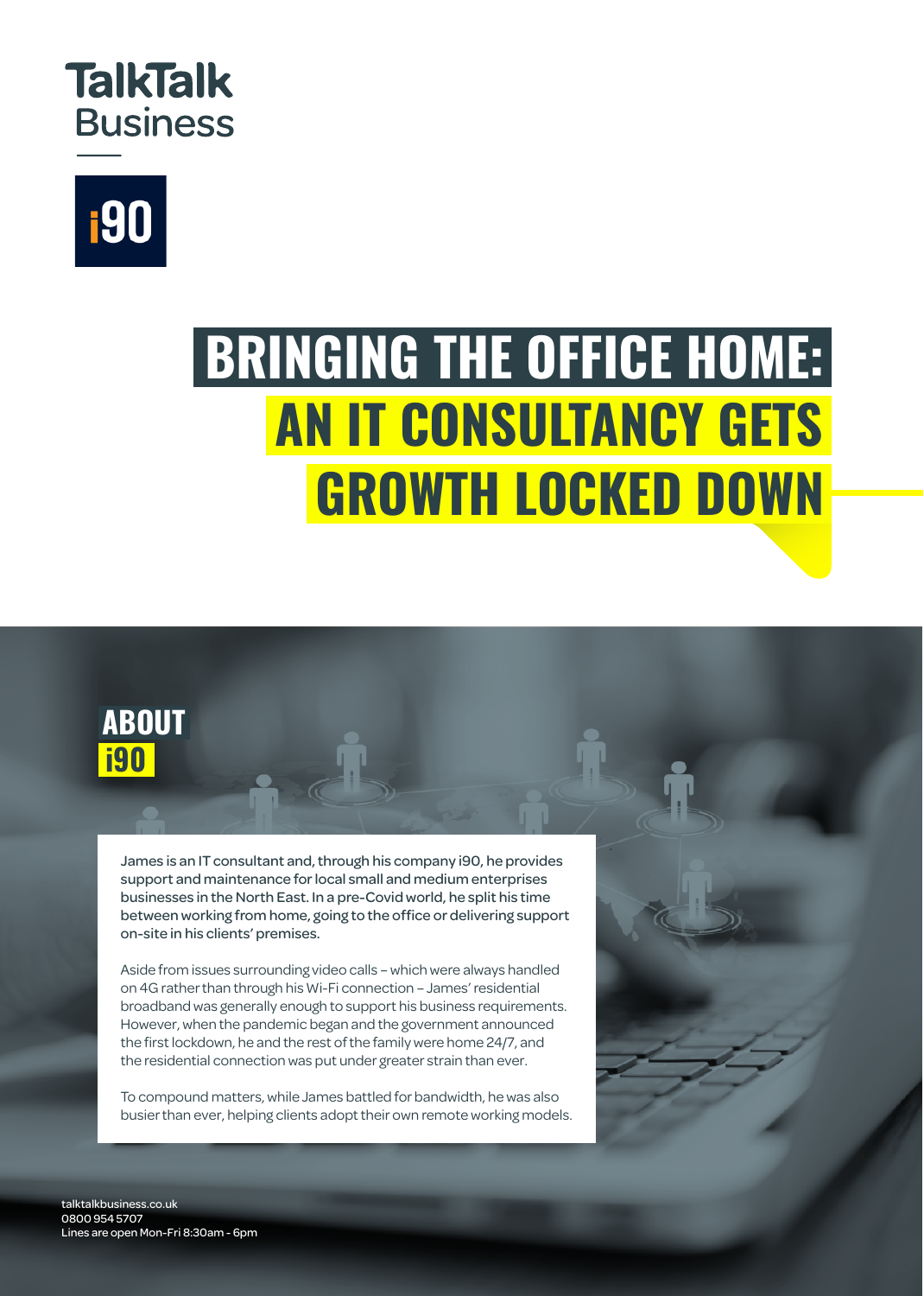TalkTalk Business

i90

# BRINGING THE OFFICE HOME: AN IT CONSULTANCY GETS GROWTH LOCKED DOWN

## ABOUT i90

James is an IT consultant and, through his company i90, he provides support and maintenance for local small and medium enterprises businesses in the North East. In a pre-Covid world, he split his time between working from home, going to the office or delivering support on-site in his clients' premises.

Aside from issues surrounding video calls – which were always handled on 4G rather than through his Wi-Fi connection – James' residential broadband was generally enough to support his business requirements. However, when the pandemic began and the government announced the first lockdown, he and the rest of the family were home 24/7, and the residential connection was put under greater strain than ever.

To compound matters, while James battled for bandwidth, he was also busier than ever, helping clients adopt their own remote working models.

talktalkbusiness.co.uk
0800 954 5707
Lines are open Mon-Fri 8:30am - 6pm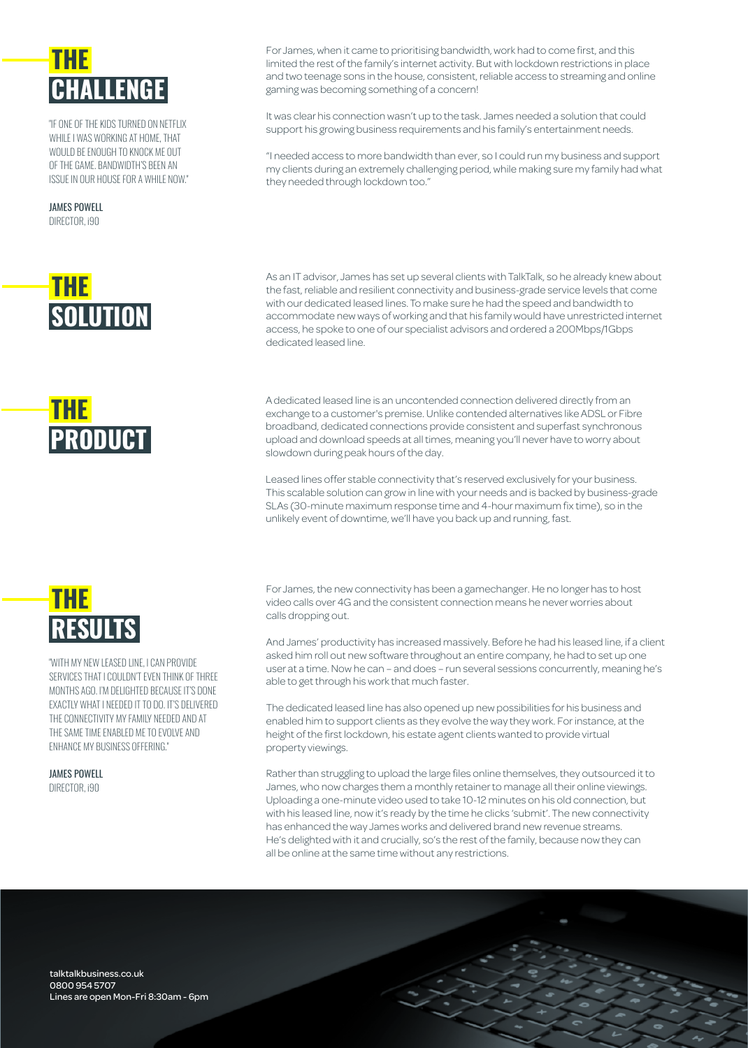## THE CHALLENGE

"IF ONE OF THE KIDS TURNED ON NETFLIX WHILE I WAS WORKING AT HOME, THAT WOULD BE ENOUGH TO KNOCK ME OUT OF THE GAME. BANDWIDTH'S BEEN AN ISSUE IN OUR HOUSE FOR A WHILE NOW."

JAMES POWELL
DIRECTOR, i90

For James, when it came to prioritising bandwidth, work had to come first, and this limited the rest of the family's internet activity. But with lockdown restrictions in place and two teenage sons in the house, consistent, reliable access to streaming and online gaming was becoming something of a concern!

It was clear his connection wasn't up to the task. James needed a solution that could support his growing business requirements and his family's entertainment needs.

"I needed access to more bandwidth than ever, so I could run my business and support my clients during an extremely challenging period, while making sure my family had what they needed through lockdown too."

## THE SOLUTION

As an IT advisor, James has set up several clients with TalkTalk, so he already knew about the fast, reliable and resilient connectivity and business-grade service levels that come with our dedicated leased lines. To make sure he had the speed and bandwidth to accommodate new ways of working and that his family would have unrestricted internet access, he spoke to one of our specialist advisors and ordered a 200Mbps/1Gbps dedicated leased line.

## THE PRODUCT

A dedicated leased line is an uncontended connection delivered directly from an exchange to a customer's premise. Unlike contended alternatives like ADSL or Fibre broadband, dedicated connections provide consistent and superfast synchronous upload and download speeds at all times, meaning you'll never have to worry about slowdown during peak hours of the day.

Leased lines offer stable connectivity that's reserved exclusively for your business. This scalable solution can grow in line with your needs and is backed by business-grade SLAs (30-minute maximum response time and 4-hour maximum fix time), so in the unlikely event of downtime, we'll have you back up and running, fast.

## THE RESULTS

"WITH MY NEW LEASED LINE, I CAN PROVIDE SERVICES THAT I COULDN'T EVEN THINK OF THREE MONTHS AGO. I'M DELIGHTED BECAUSE IT'S DONE EXACTLY WHAT I NEEDED IT TO DO. IT'S DELIVERED THE CONNECTIVITY MY FAMILY NEEDED AND AT THE SAME TIME ENABLED ME TO EVOLVE AND ENHANCE MY BUSINESS OFFERING."

JAMES POWELL
DIRECTOR, i90

For James, the new connectivity has been a gamechanger. He no longer has to host video calls over 4G and the consistent connection means he never worries about calls dropping out.

And James' productivity has increased massively. Before he had his leased line, if a client asked him roll out new software throughout an entire company, he had to set up one user at a time. Now he can – and does – run several sessions concurrently, meaning he's able to get through his work that much faster.

The dedicated leased line has also opened up new possibilities for his business and enabled him to support clients as they evolve the way they work. For instance, at the height of the first lockdown, his estate agent clients wanted to provide virtual property viewings.

Rather than struggling to upload the large files online themselves, they outsourced it to James, who now charges them a monthly retainer to manage all their online viewings. Uploading a one-minute video used to take 10-12 minutes on his old connection, but with his leased line, now it's ready by the time he clicks 'submit'. The new connectivity has enhanced the way James works and delivered brand new revenue streams. He's delighted with it and crucially, so's the rest of the family, because now they can all be online at the same time without any restrictions.

talktalkbusiness.co.uk
0800 954 5707
Lines are open Mon-Fri 8:30am - 6pm